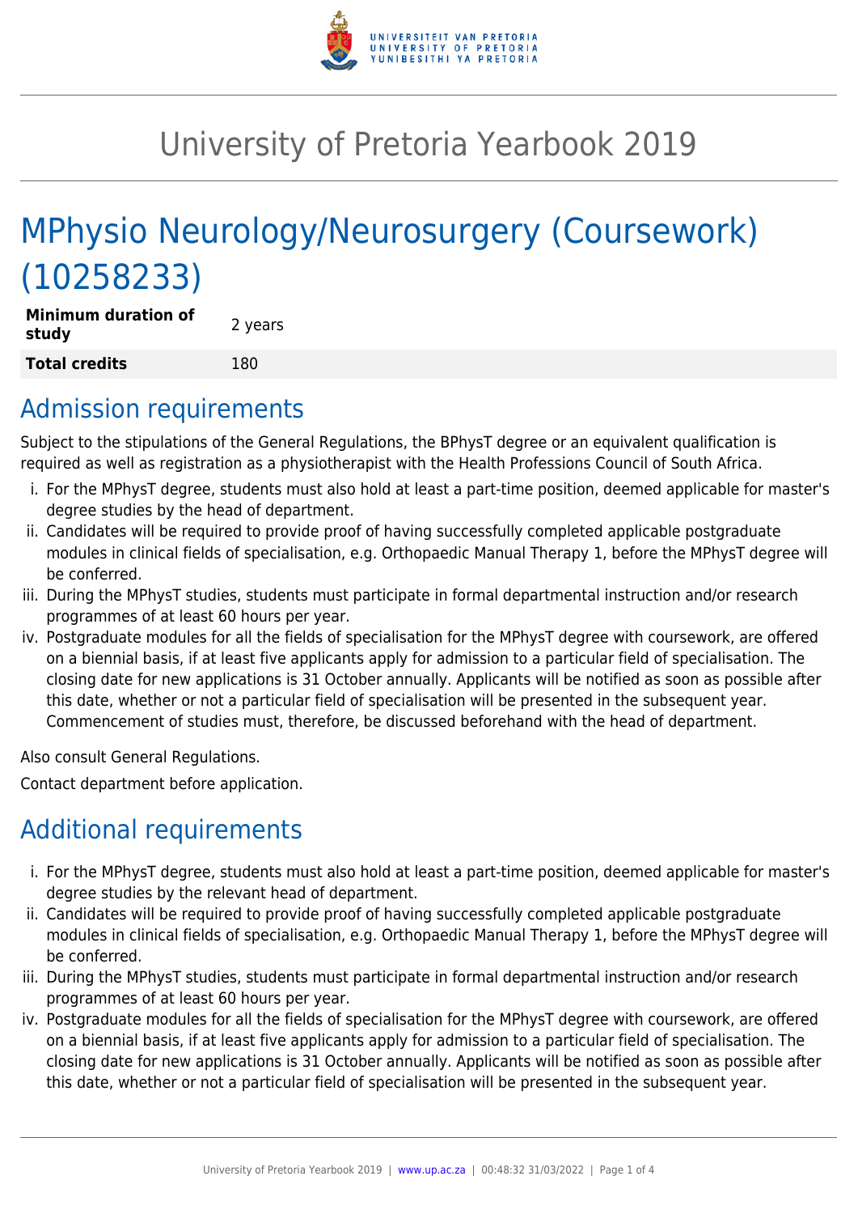# University of Pretoria Yearbook 2019

## MPhysio Neurology/Neurosurgery (Coursework) (10258233)

| | |
|---|---|
| **Minimum duration of study** | 2 years |
| **Total credits** | 180 |

## Admission requirements

Subject to the stipulations of the General Regulations, the BPhysT degree or an equivalent qualification is required as well as registration as a physiotherapist with the Health Professions Council of South Africa.

i. For the MPhysT degree, students must also hold at least a part-time position, deemed applicable for master's degree studies by the head of department.
ii. Candidates will be required to provide proof of having successfully completed applicable postgraduate modules in clinical fields of specialisation, e.g. Orthopaedic Manual Therapy 1, before the MPhysT degree will be conferred.
iii. During the MPhysT studies, students must participate in formal departmental instruction and/or research programmes of at least 60 hours per year.
iv. Postgraduate modules for all the fields of specialisation for the MPhysT degree with coursework, are offered on a biennial basis, if at least five applicants apply for admission to a particular field of specialisation. The closing date for new applications is 31 October annually. Applicants will be notified as soon as possible after this date, whether or not a particular field of specialisation will be presented in the subsequent year. Commencement of studies must, therefore, be discussed beforehand with the head of department.

Also consult General Regulations.

Contact department before application.

## Additional requirements

i. For the MPhysT degree, students must also hold at least a part-time position, deemed applicable for master's degree studies by the relevant head of department.
ii. Candidates will be required to provide proof of having successfully completed applicable postgraduate modules in clinical fields of specialisation, e.g. Orthopaedic Manual Therapy 1, before the MPhysT degree will be conferred.
iii. During the MPhysT studies, students must participate in formal departmental instruction and/or research programmes of at least 60 hours per year.
iv. Postgraduate modules for all the fields of specialisation for the MPhysT degree with coursework, are offered on a biennial basis, if at least five applicants apply for admission to a particular field of specialisation. The closing date for new applications is 31 October annually. Applicants will be notified as soon as possible after this date, whether or not a particular field of specialisation will be presented in the subsequent year.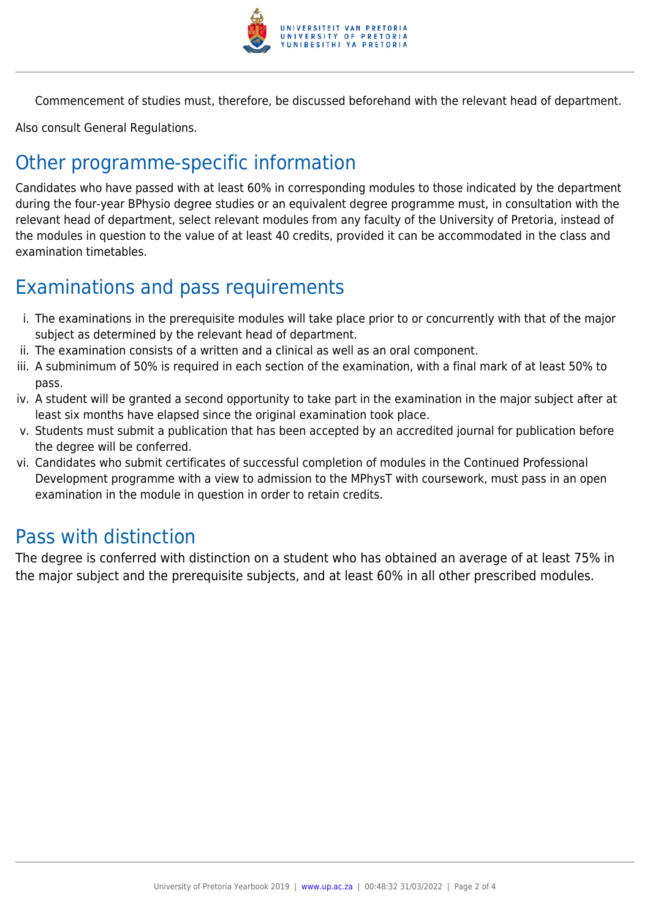Commencement of studies must, therefore, be discussed beforehand with the relevant head of department.

Also consult General Regulations.

## Other programme-specific information

Candidates who have passed with at least 60% in corresponding modules to those indicated by the department during the four-year BPhysio degree studies or an equivalent degree programme must, in consultation with the relevant head of department, select relevant modules from any faculty of the University of Pretoria, instead of the modules in question to the value of at least 40 credits, provided it can be accommodated in the class and examination timetables.

## Examinations and pass requirements

i. The examinations in the prerequisite modules will take place prior to or concurrently with that of the major subject as determined by the relevant head of department.
ii. The examination consists of a written and a clinical as well as an oral component.
iii. A subminimum of 50% is required in each section of the examination, with a final mark of at least 50% to pass.
iv. A student will be granted a second opportunity to take part in the examination in the major subject after at least six months have elapsed since the original examination took place.
v. Students must submit a publication that has been accepted by an accredited journal for publication before the degree will be conferred.
vi. Candidates who submit certificates of successful completion of modules in the Continued Professional Development programme with a view to admission to the MPhysT with coursework, must pass in an open examination in the module in question in order to retain credits.

## Pass with distinction

The degree is conferred with distinction on a student who has obtained an average of at least 75% in the major subject and the prerequisite subjects, and at least 60% in all other prescribed modules.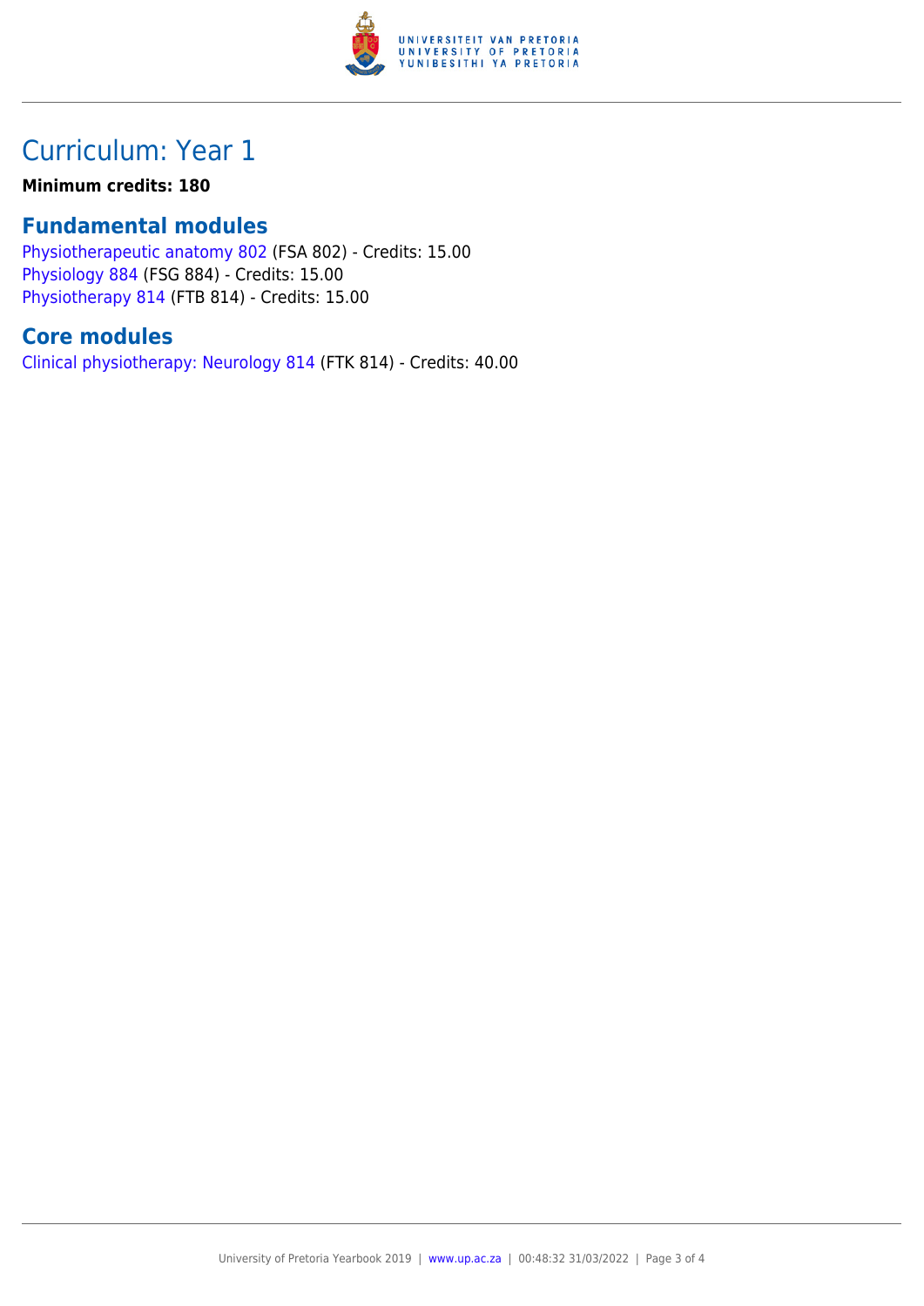# Curriculum: Year 1

**Minimum credits: 180**

## Fundamental modules

Physiotherapeutic anatomy 802 (FSA 802) - Credits: 15.00
Physiology 884 (FSG 884) - Credits: 15.00
Physiotherapy 814 (FTB 814) - Credits: 15.00

## Core modules

Clinical physiotherapy: Neurology 814 (FTK 814) - Credits: 40.00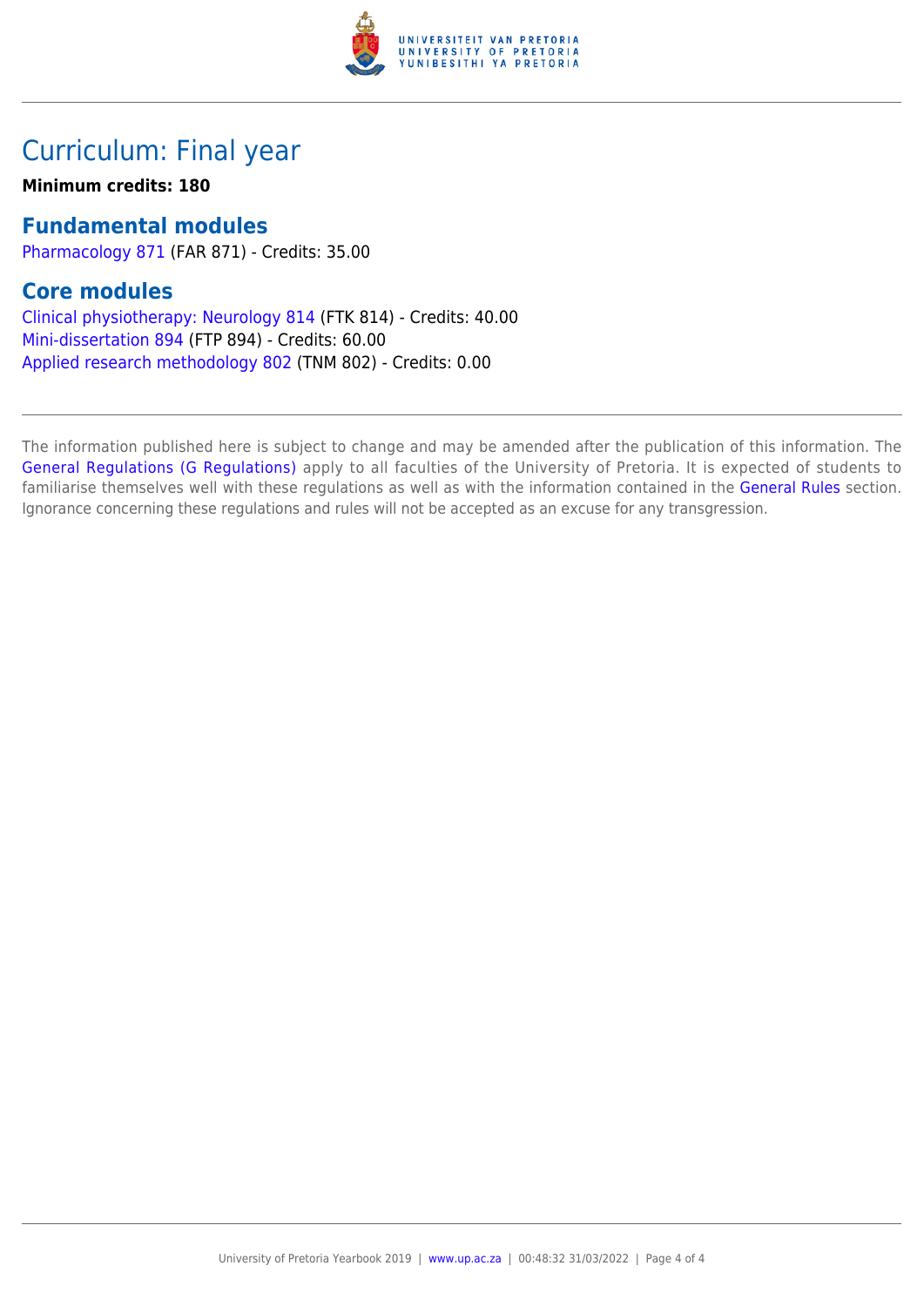## Curriculum: Final year

**Minimum credits: 180**

### Fundamental modules

Pharmacology 871 (FAR 871) - Credits: 35.00

### Core modules

Clinical physiotherapy: Neurology 814 (FTK 814) - Credits: 40.00
Mini-dissertation 894 (FTP 894) - Credits: 60.00
Applied research methodology 802 (TNM 802) - Credits: 0.00

The information published here is subject to change and may be amended after the publication of this information. The General Regulations (G Regulations) apply to all faculties of the University of Pretoria. It is expected of students to familiarise themselves well with these regulations as well as with the information contained in the General Rules section. Ignorance concerning these regulations and rules will not be accepted as an excuse for any transgression.